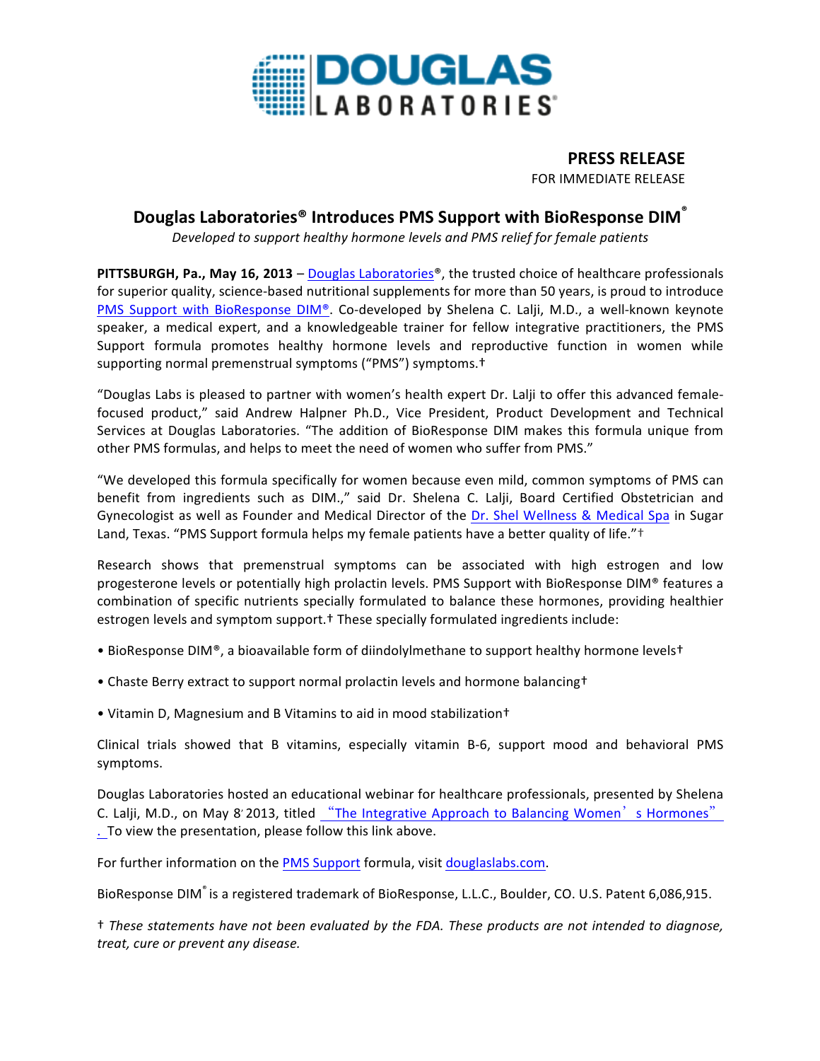DOUGLAS LABORATORIES®

**PRESS RELEASE**
FOR IMMEDIATE RELEASE

## Douglas Laboratories® Introduces PMS Support with BioResponse DIM®

*Developed to support healthy hormone levels and PMS relief for female patients*

**PITTSBURGH, Pa., May 16, 2013** – Douglas Laboratories®, the trusted choice of healthcare professionals for superior quality, science-based nutritional supplements for more than 50 years, is proud to introduce PMS Support with BioResponse DIM®. Co-developed by Shelena C. Lalji, M.D., a well-known keynote speaker, a medical expert, and a knowledgeable trainer for fellow integrative practitioners, the PMS Support formula promotes healthy hormone levels and reproductive function in women while supporting normal premenstrual symptoms ("PMS") symptoms.†

"Douglas Labs is pleased to partner with women's health expert Dr. Lalji to offer this advanced female-focused product," said Andrew Halpner Ph.D., Vice President, Product Development and Technical Services at Douglas Laboratories. "The addition of BioResponse DIM makes this formula unique from other PMS formulas, and helps to meet the need of women who suffer from PMS."

"We developed this formula specifically for women because even mild, common symptoms of PMS can benefit from ingredients such as DIM.," said Dr. Shelena C. Lalji, Board Certified Obstetrician and Gynecologist as well as Founder and Medical Director of the Dr. Shel Wellness & Medical Spa in Sugar Land, Texas. "PMS Support formula helps my female patients have a better quality of life."†

Research shows that premenstrual symptoms can be associated with high estrogen and low progesterone levels or potentially high prolactin levels. PMS Support with BioResponse DIM® features a combination of specific nutrients specially formulated to balance these hormones, providing healthier estrogen levels and symptom support.† These specially formulated ingredients include:

- BioResponse DIM®, a bioavailable form of diindolylmethane to support healthy hormone levels†
- Chaste Berry extract to support normal prolactin levels and hormone balancing†
- Vitamin D, Magnesium and B Vitamins to aid in mood stabilization†

Clinical trials showed that B vitamins, especially vitamin B-6, support mood and behavioral PMS symptoms.

Douglas Laboratories hosted an educational webinar for healthcare professionals, presented by Shelena C. Lalji, M.D., on May 8, 2013, titled "The Integrative Approach to Balancing Women's Hormones". To view the presentation, please follow this link above.

For further information on the PMS Support formula, visit douglaslabs.com.

BioResponse DIM® is a registered trademark of BioResponse, L.L.C., Boulder, CO. U.S. Patent 6,086,915.

† *These statements have not been evaluated by the FDA. These products are not intended to diagnose, treat, cure or prevent any disease.*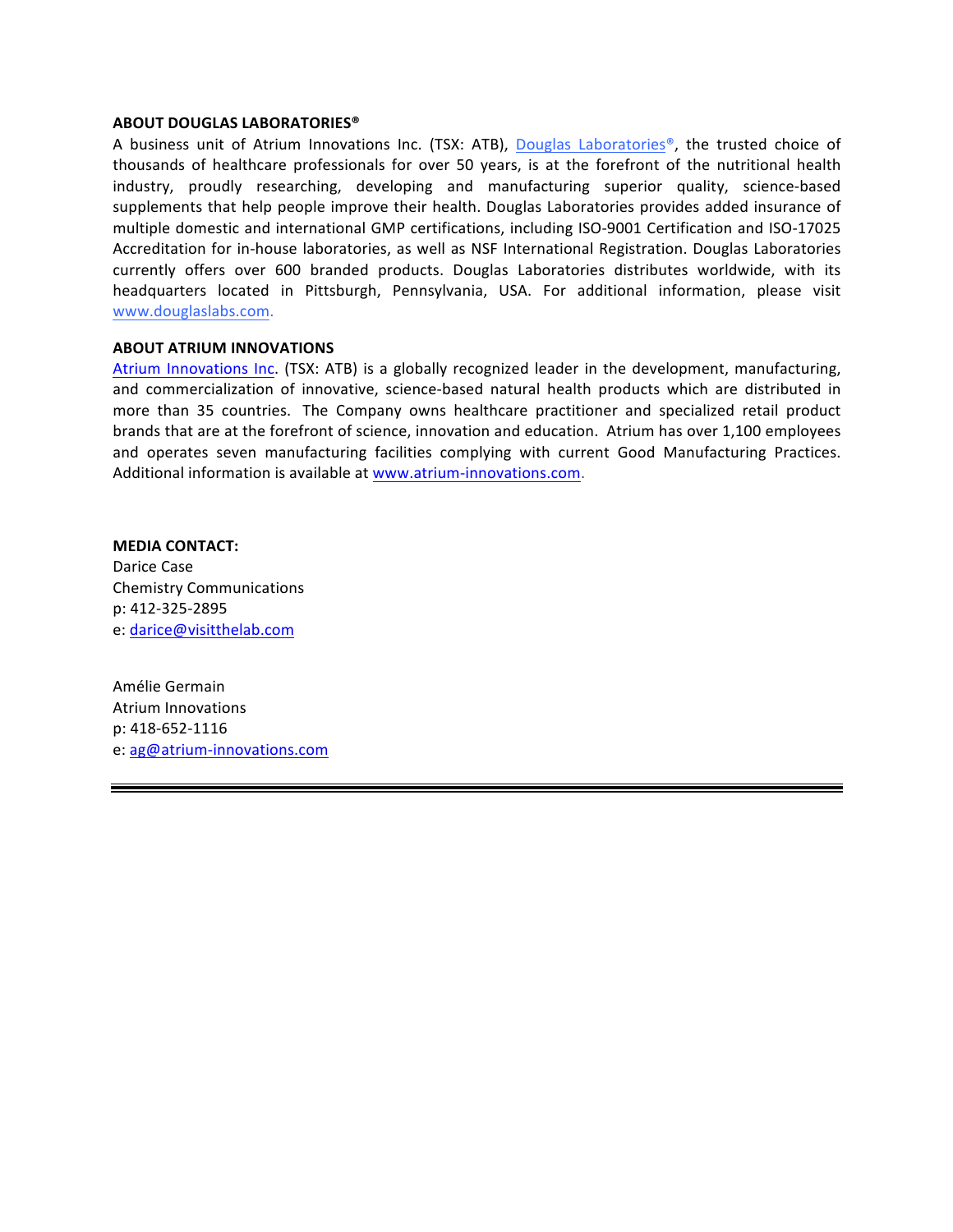**ABOUT DOUGLAS LABORATORIES®**

A business unit of Atrium Innovations Inc. (TSX: ATB), Douglas Laboratories®, the trusted choice of thousands of healthcare professionals for over 50 years, is at the forefront of the nutritional health industry, proudly researching, developing and manufacturing superior quality, science-based supplements that help people improve their health. Douglas Laboratories provides added insurance of multiple domestic and international GMP certifications, including ISO-9001 Certification and ISO-17025 Accreditation for in-house laboratories, as well as NSF International Registration. Douglas Laboratories currently offers over 600 branded products. Douglas Laboratories distributes worldwide, with its headquarters located in Pittsburgh, Pennsylvania, USA. For additional information, please visit www.douglaslabs.com.

**ABOUT ATRIUM INNOVATIONS**

Atrium Innovations Inc. (TSX: ATB) is a globally recognized leader in the development, manufacturing, and commercialization of innovative, science-based natural health products which are distributed in more than 35 countries. The Company owns healthcare practitioner and specialized retail product brands that are at the forefront of science, innovation and education. Atrium has over 1,100 employees and operates seven manufacturing facilities complying with current Good Manufacturing Practices. Additional information is available at www.atrium-innovations.com.

**MEDIA CONTACT:**

Darice Case
Chemistry Communications
p: 412-325-2895
e: darice@visitthelab.com

Amélie Germain
Atrium Innovations
p: 418-652-1116
e: ag@atrium-innovations.com